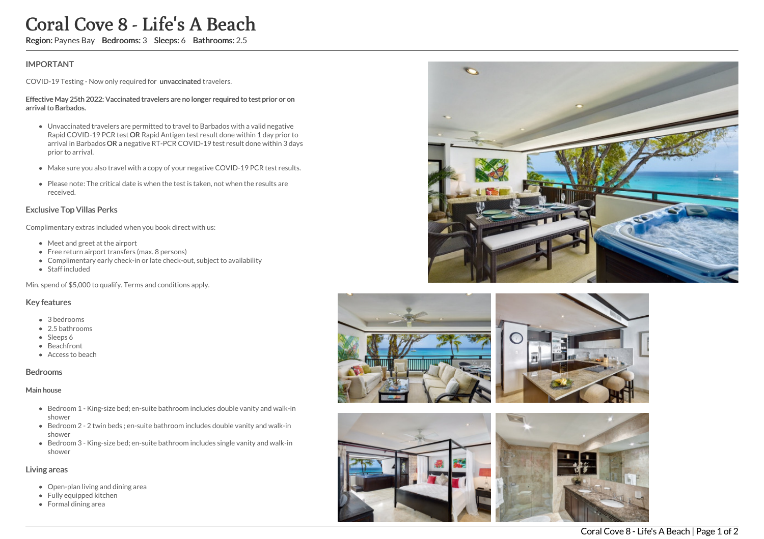# Coral Cove 8 - Life's A Beach

**Region:** Paynes Bay **Bedrooms:** 3 **Sleeps:** 6 **Bathrooms:** 2.5

## IMPORTANT

COVID-19 Testing - Now only required for **unvaccinated** travelers.

**Effective May 25th 2022: Vaccinated travelers are no longer required to test prior or on arrival to Barbados.**

- Unvaccinated travelers are permitted to travel to Barbados with a valid negative Rapid COVID-19 PCR test **OR** Rapid Antigen test result done within 1 day prior to arrival in Barbados **OR** a negative RT-PCR COVID-19 test result done within 3 days prior to arrival.
- Make sure you also travel with a copy of your negative COVID-19 PCR test results.
- Please note: The critical date is when the test is taken, not when the results are received.

## Exclusive Top Villas Perks

Complimentary extras included when you book direct with us:

- Meet and greet at the airport
- Free return airport transfers (max. 8 persons)
- Complimentary early check-in or late check-out, subject to availability
- Staff included

Min. spend of $5,000 to qualify. Terms and conditions apply.

## Key features

- 3 bedrooms
- 2.5 bathrooms
- Sleeps 6
- Beachfront
- Access to beach

## Bedrooms

### Main house

- Bedroom 1 - King-size bed; en-suite bathroom includes double vanity and walk-in shower
- Bedroom 2 - 2 twin beds ; en-suite bathroom includes double vanity and walk-in shower
- Bedroom 3 - King-size bed; en-suite bathroom includes single vanity and walk-in shower

## Living areas

- Open-plan living and dining area
- Fully equipped kitchen
- Formal dining area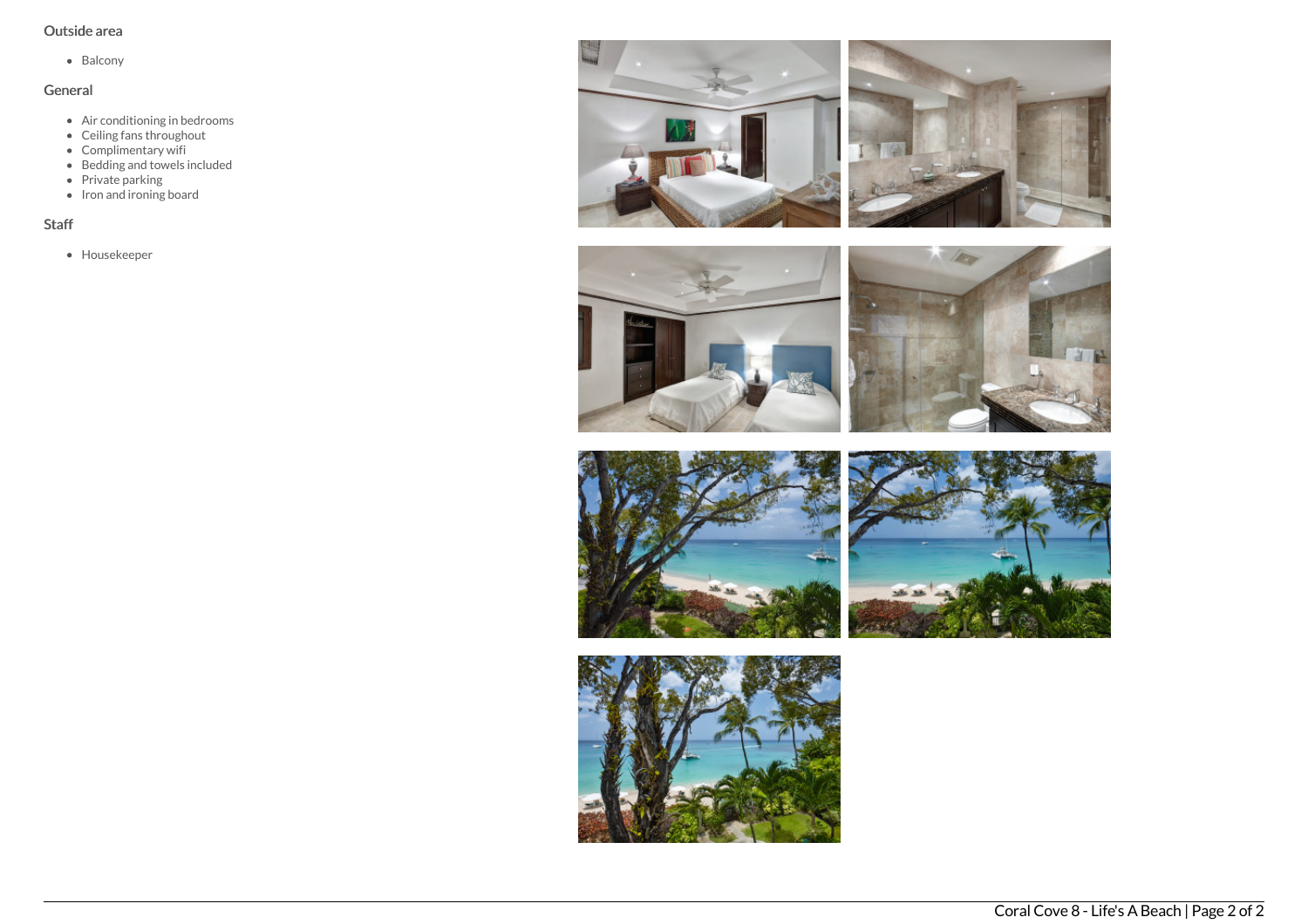### Outside area

- Balcony

### General

- Air conditioning in bedrooms
- Ceiling fans throughout
- Complimentary wifi
- Bedding and towels included
- Private parking
- Iron and ironing board

### Staff

- Housekeeper